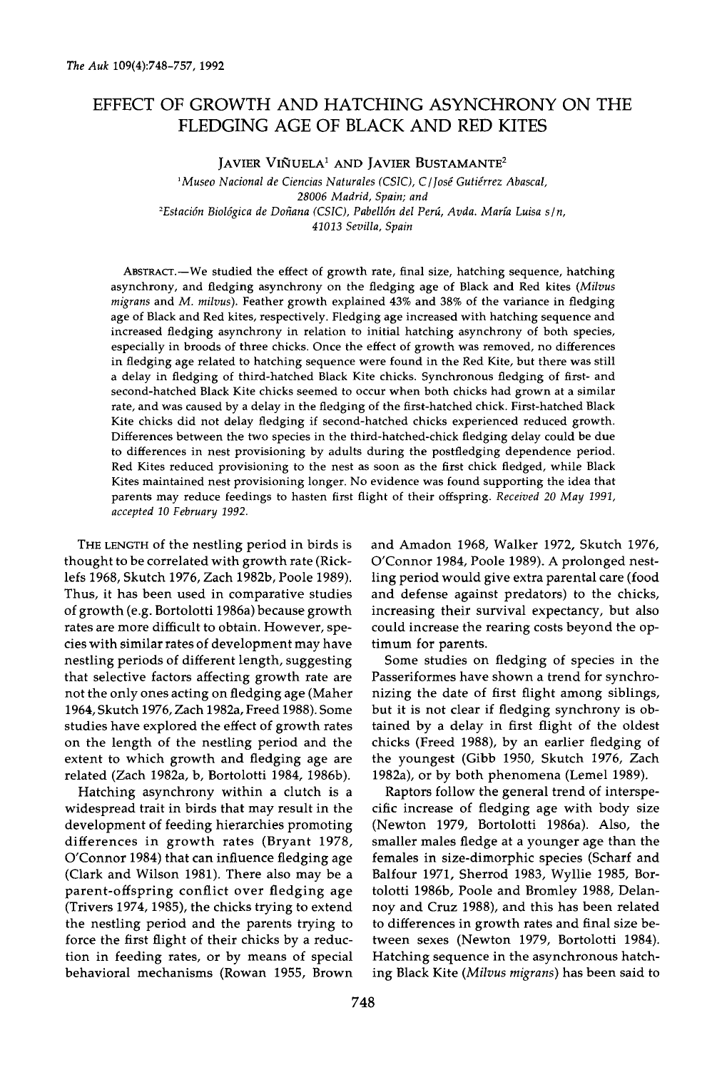# EFFECT OF GROWTH AND HATCHING ASYNCHRONY ON THE FLEDGING AGE OF BLACK AND RED KITES

JAVIER VIÑUELA[1] AND JAVIER BUSTAMANTE[2]

[1]*Museo Nacional de Ciencias Naturales (CSIC), C/José Gutiérrez Abascal, 28006 Madrid, Spain; and*
[2]*Estación Biológica de Doñana (CSIC), Pabellón del Perú, Avda. María Luisa s/n, 41013 Sevilla, Spain*

ABSTRACT.—We studied the effect of growth rate, final size, hatching sequence, hatching asynchrony, and fledging asynchrony on the fledging age of Black and Red kites (*Milvus migrans* and *M. milvus*). Feather growth explained 43% and 38% of the variance in fledging age of Black and Red kites, respectively. Fledging age increased with hatching sequence and increased fledging asynchrony in relation to initial hatching asynchrony of both species, especially in broods of three chicks. Once the effect of growth was removed, no differences in fledging age related to hatching sequence were found in the Red Kite, but there was still a delay in fledging of third-hatched Black Kite chicks. Synchronous fledging of first- and second-hatched Black Kite chicks seemed to occur when both chicks had grown at a similar rate, and was caused by a delay in the fledging of the first-hatched chick. First-hatched Black Kite chicks did not delay fledging if second-hatched chicks experienced reduced growth. Differences between the two species in the third-hatched-chick fledging delay could be due to differences in nest provisioning by adults during the postfledging dependence period. Red Kites reduced provisioning to the nest as soon as the first chick fledged, while Black Kites maintained nest provisioning longer. No evidence was found supporting the idea that parents may reduce feedings to hasten first flight of their offspring. *Received 20 May 1991, accepted 10 February 1992.*

THE LENGTH of the nestling period in birds is thought to be correlated with growth rate (Ricklefs 1968, Skutch 1976, Zach 1982b, Poole 1989). Thus, it has been used in comparative studies of growth (e.g. Bortolotti 1986a) because growth rates are more difficult to obtain. However, species with similar rates of development may have nestling periods of different length, suggesting that selective factors affecting growth rate are not the only ones acting on fledging age (Maher 1964, Skutch 1976, Zach 1982a, Freed 1988). Some studies have explored the effect of growth rates on the length of the nestling period and the extent to which growth and fledging age are related (Zach 1982a, b, Bortolotti 1984, 1986b).

Hatching asynchrony within a clutch is a widespread trait in birds that may result in the development of feeding hierarchies promoting differences in growth rates (Bryant 1978, O'Connor 1984) that can influence fledging age (Clark and Wilson 1981). There also may be a parent-offspring conflict over fledging age (Trivers 1974, 1985), the chicks trying to extend the nestling period and the parents trying to force the first flight of their chicks by a reduction in feeding rates, or by means of special behavioral mechanisms (Rowan 1955, Brown and Amadon 1968, Walker 1972, Skutch 1976, O'Connor 1984, Poole 1989). A prolonged nestling period would give extra parental care (food and defense against predators) to the chicks, increasing their survival expectancy, but also could increase the rearing costs beyond the optimum for parents.

Some studies on fledging of species in the Passeriformes have shown a trend for synchronizing the date of first flight among siblings, but it is not clear if fledging synchrony is obtained by a delay in first flight of the oldest chicks (Freed 1988), by an earlier fledging of the youngest (Gibb 1950, Skutch 1976, Zach 1982a), or by both phenomena (Lemel 1989).

Raptors follow the general trend of interspecific increase of fledging age with body size (Newton 1979, Bortolotti 1986a). Also, the smaller males fledge at a younger age than the females in size-dimorphic species (Scharf and Balfour 1971, Sherrod 1983, Wyllie 1985, Bortolotti 1986b, Poole and Bromley 1988, Delannoy and Cruz 1988), and this has been related to differences in growth rates and final size between sexes (Newton 1979, Bortolotti 1984). Hatching sequence in the asynchronous hatching Black Kite (*Milvus migrans*) has been said to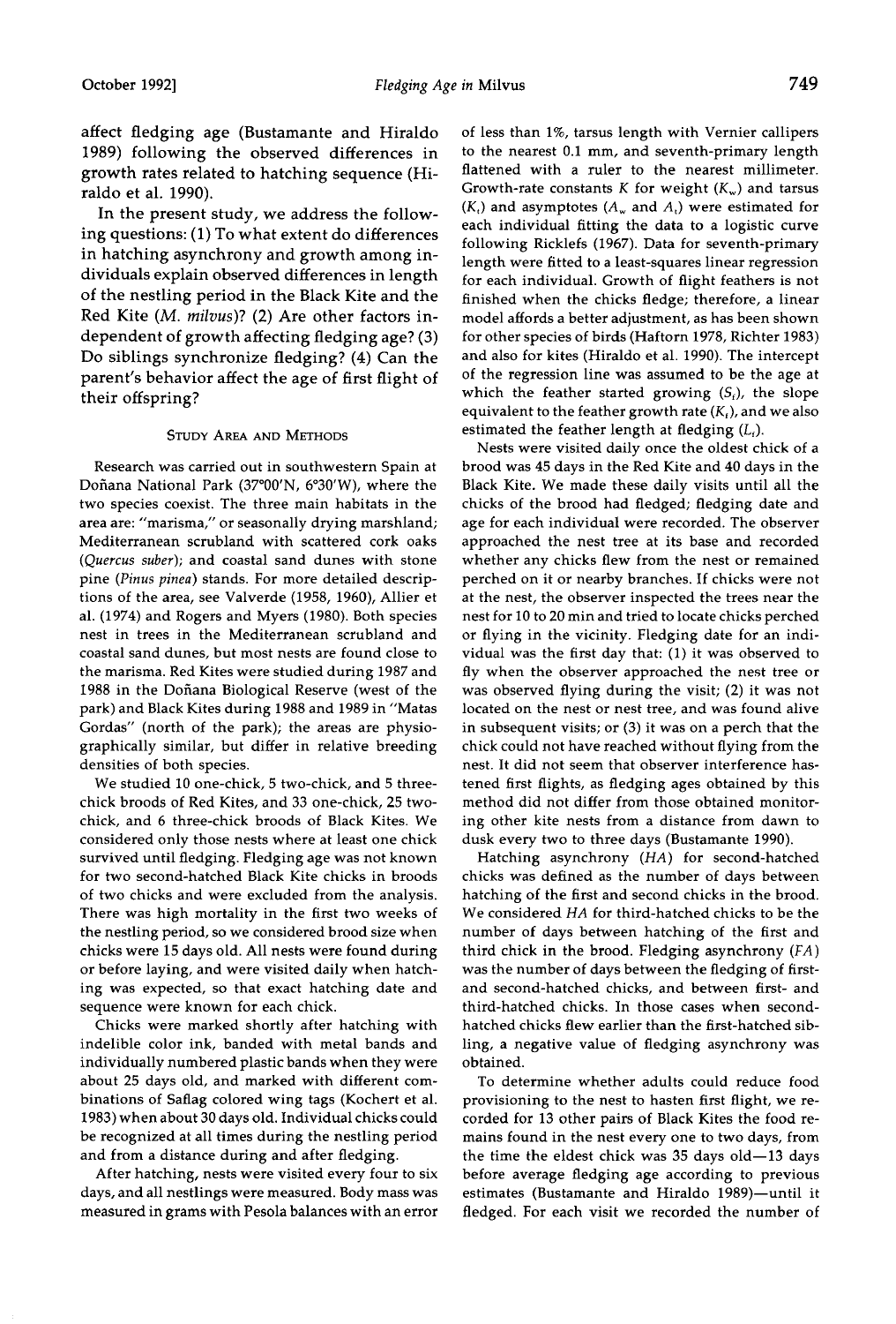affect fledging age (Bustamante and Hiraldo 1989) following the observed differences in growth rates related to hatching sequence (Hiraldo et al. 1990).

In the present study, we address the following questions: (1) To what extent do differences in hatching asynchrony and growth among individuals explain observed differences in length of the nestling period in the Black Kite and the Red Kite (*M. milvus*)? (2) Are other factors independent of growth affecting fledging age? (3) Do siblings synchronize fledging? (4) Can the parent's behavior affect the age of first flight of their offspring?

## Study Area and Methods

Research was carried out in southwestern Spain at Doñana National Park (37°00'N, 6°30'W), where the two species coexist. The three main habitats in the area are: "marisma," or seasonally drying marshland; Mediterranean scrubland with scattered cork oaks (*Quercus suber*); and coastal sand dunes with stone pine (*Pinus pinea*) stands. For more detailed descriptions of the area, see Valverde (1958, 1960), Allier et al. (1974) and Rogers and Myers (1980). Both species nest in trees in the Mediterranean scrubland and coastal sand dunes, but most nests are found close to the marisma. Red Kites were studied during 1987 and 1988 in the Doñana Biological Reserve (west of the park) and Black Kites during 1988 and 1989 in "Matas Gordas" (north of the park); the areas are physiographically similar, but differ in relative breeding densities of both species.

We studied 10 one-chick, 5 two-chick, and 5 three-chick broods of Red Kites, and 33 one-chick, 25 two-chick, and 6 three-chick broods of Black Kites. We considered only those nests where at least one chick survived until fledging. Fledging age was not known for two second-hatched Black Kite chicks in broods of two chicks and were excluded from the analysis. There was high mortality in the first two weeks of the nestling period, so we considered brood size when chicks were 15 days old. All nests were found during or before laying, and were visited daily when hatching was expected, so that exact hatching date and sequence were known for each chick.

Chicks were marked shortly after hatching with indelible color ink, banded with metal bands and individually numbered plastic bands when they were about 25 days old, and marked with different combinations of Saflag colored wing tags (Kochert et al. 1983) when about 30 days old. Individual chicks could be recognized at all times during the nestling period and from a distance during and after fledging.

After hatching, nests were visited every four to six days, and all nestlings were measured. Body mass was measured in grams with Pesola balances with an error of less than 1%, tarsus length with Vernier callipers to the nearest 0.1 mm, and seventh-primary length flattened with a ruler to the nearest millimeter. Growth-rate constants $K$ for weight ($K_w$) and tarsus ($K_t$) and asymptotes ($A_w$ and $A_t$) were estimated for each individual fitting the data to a logistic curve following Ricklefs (1967). Data for seventh-primary length were fitted to a least-squares linear regression for each individual. Growth of flight feathers is not finished when the chicks fledge; therefore, a linear model affords a better adjustment, as has been shown for other species of birds (Haftorn 1978, Richter 1983) and also for kites (Hiraldo et al. 1990). The intercept of the regression line was assumed to be the age at which the feather started growing ($S_f$), the slope equivalent to the feather growth rate ($K_f$), and we also estimated the feather length at fledging ($L_f$).

Nests were visited daily once the oldest chick of a brood was 45 days in the Red Kite and 40 days in the Black Kite. We made these daily visits until all the chicks of the brood had fledged; fledging date and age for each individual were recorded. The observer approached the nest tree at its base and recorded whether any chicks flew from the nest or remained perched on it or nearby branches. If chicks were not at the nest, the observer inspected the trees near the nest for 10 to 20 min and tried to locate chicks perched or flying in the vicinity. Fledging date for an individual was the first day that: (1) it was observed to fly when the observer approached the nest tree or was observed flying during the visit; (2) it was not located on the nest or nest tree, and was found alive in subsequent visits; or (3) it was on a perch that the chick could not have reached without flying from the nest. It did not seem that observer interference hastened first flights, as fledging ages obtained by this method did not differ from those obtained monitoring other kite nests from a distance from dawn to dusk every two to three days (Bustamante 1990).

Hatching asynchrony (*HA*) for second-hatched chicks was defined as the number of days between hatching of the first and second chicks in the brood. We considered *HA* for third-hatched chicks to be the number of days between hatching of the first and third chick in the brood. Fledging asynchrony (*FA*) was the number of days between the fledging of first- and second-hatched chicks, and between first- and third-hatched chicks. In those cases when second-hatched chicks flew earlier than the first-hatched sibling, a negative value of fledging asynchrony was obtained.

To determine whether adults could reduce food provisioning to the nest to hasten first flight, we recorded for 13 other pairs of Black Kites the food remains found in the nest every one to two days, from the time the eldest chick was 35 days old—13 days before average fledging age according to previous estimates (Bustamante and Hiraldo 1989)—until it fledged. For each visit we recorded the number of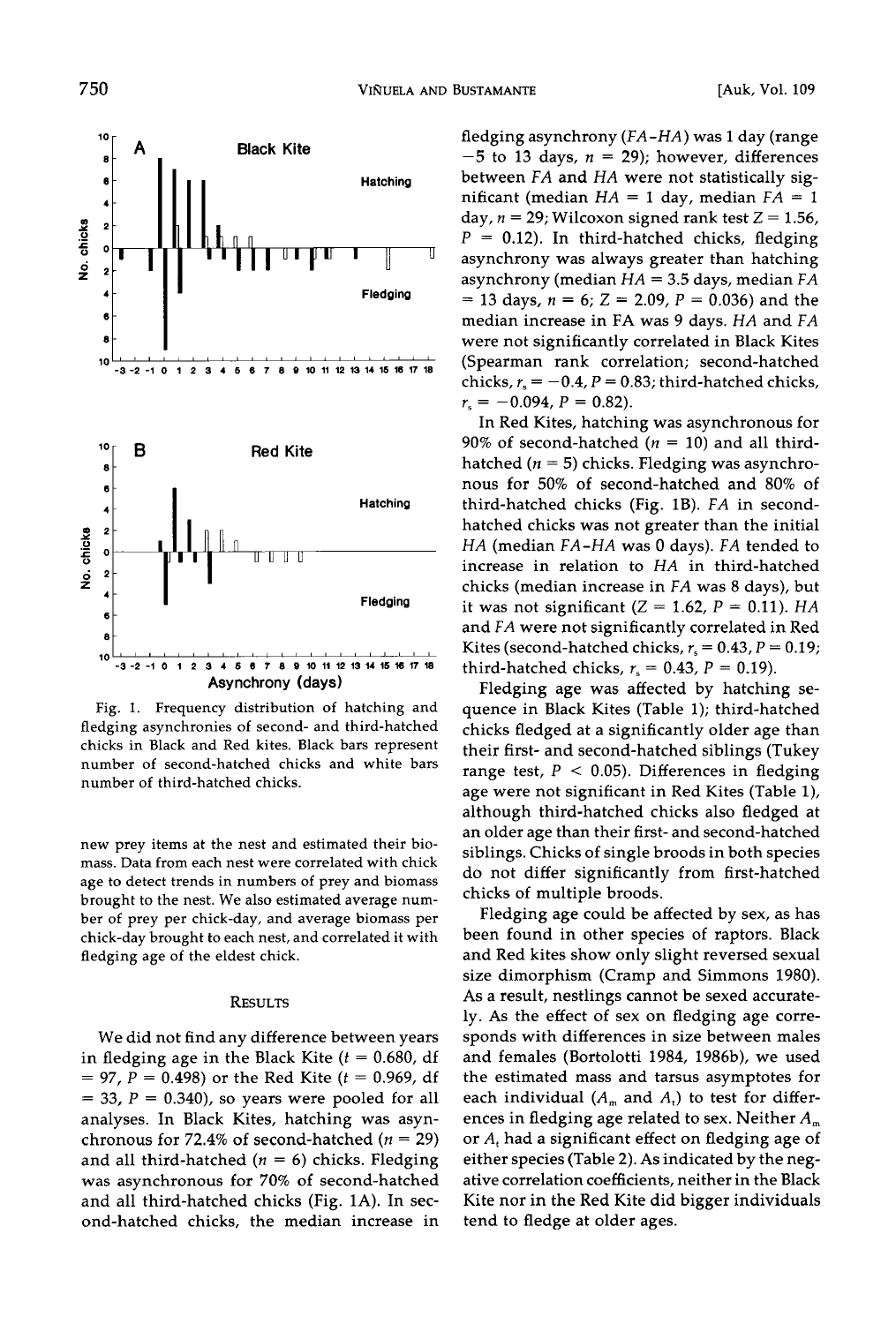Fig. 1. Frequency distribution of hatching and fledging asynchronies of second- and third-hatched chicks in Black and Red kites. Black bars represent number of second-hatched chicks and white bars number of third-hatched chicks.

new prey items at the nest and estimated their biomass. Data from each nest were correlated with chick age to detect trends in numbers of prey and biomass brought to the nest. We also estimated average number of prey per chick-day, and average biomass per chick-day brought to each nest, and correlated it with fledging age of the eldest chick.

## RESULTS

We did not find any difference between years in fledging age in the Black Kite ($t = 0.680$, df $= 97$, $P = 0.498$) or the Red Kite ($t = 0.969$, df $= 33$, $P = 0.340$), so years were pooled for all analyses. In Black Kites, hatching was asynchronous for 72.4% of second-hatched ($n = 29$) and all third-hatched ($n = 6$) chicks. Fledging was asynchronous for 70% of second-hatched and all third-hatched chicks (Fig. 1A). In second-hatched chicks, the median increase in fledging asynchrony ($FA$-$HA$) was 1 day (range $-5$ to 13 days, $n = 29$); however, differences between $FA$ and $HA$ were not statistically significant (median $HA = 1$ day, median $FA = 1$ day, $n = 29$; Wilcoxon signed rank test $Z = 1.56$, $P = 0.12$). In third-hatched chicks, fledging asynchrony was always greater than hatching asynchrony (median $HA = 3.5$ days, median $FA = 13$ days, $n = 6$; $Z = 2.09$, $P = 0.036$) and the median increase in FA was 9 days. $HA$ and $FA$ were not significantly correlated in Black Kites (Spearman rank correlation; second-hatched chicks, $r_s = -0.4$, $P = 0.83$; third-hatched chicks, $r_s = -0.094$, $P = 0.82$).

In Red Kites, hatching was asynchronous for 90% of second-hatched ($n = 10$) and all third-hatched ($n = 5$) chicks. Fledging was asynchronous for 50% of second-hatched and 80% of third-hatched chicks (Fig. 1B). $FA$ in second-hatched chicks was not greater than the initial $HA$ (median $FA$-$HA$ was 0 days). $FA$ tended to increase in relation to $HA$ in third-hatched chicks (median increase in $FA$ was 8 days), but it was not significant ($Z = 1.62$, $P = 0.11$). $HA$ and $FA$ were not significantly correlated in Red Kites (second-hatched chicks, $r_s = 0.43$, $P = 0.19$; third-hatched chicks, $r_s = 0.43$, $P = 0.19$).

Fledging age was affected by hatching sequence in Black Kites (Table 1); third-hatched chicks fledged at a significantly older age than their first- and second-hatched siblings (Tukey range test, $P < 0.05$). Differences in fledging age were not significant in Red Kites (Table 1), although third-hatched chicks also fledged at an older age than their first- and second-hatched siblings. Chicks of single broods in both species do not differ significantly from first-hatched chicks of multiple broods.

Fledging age could be affected by sex, as has been found in other species of raptors. Black and Red kites show only slight reversed sexual size dimorphism (Cramp and Simmons 1980). As a result, nestlings cannot be sexed accurately. As the effect of sex on fledging age corresponds with differences in size between males and females (Bortolotti 1984, 1986b), we used the estimated mass and tarsus asymptotes for each individual ($A_m$ and $A_t$) to test for differences in fledging age related to sex. Neither $A_m$ or $A_t$ had a significant effect on fledging age of either species (Table 2). As indicated by the negative correlation coefficients, neither in the Black Kite nor in the Red Kite did bigger individuals tend to fledge at older ages.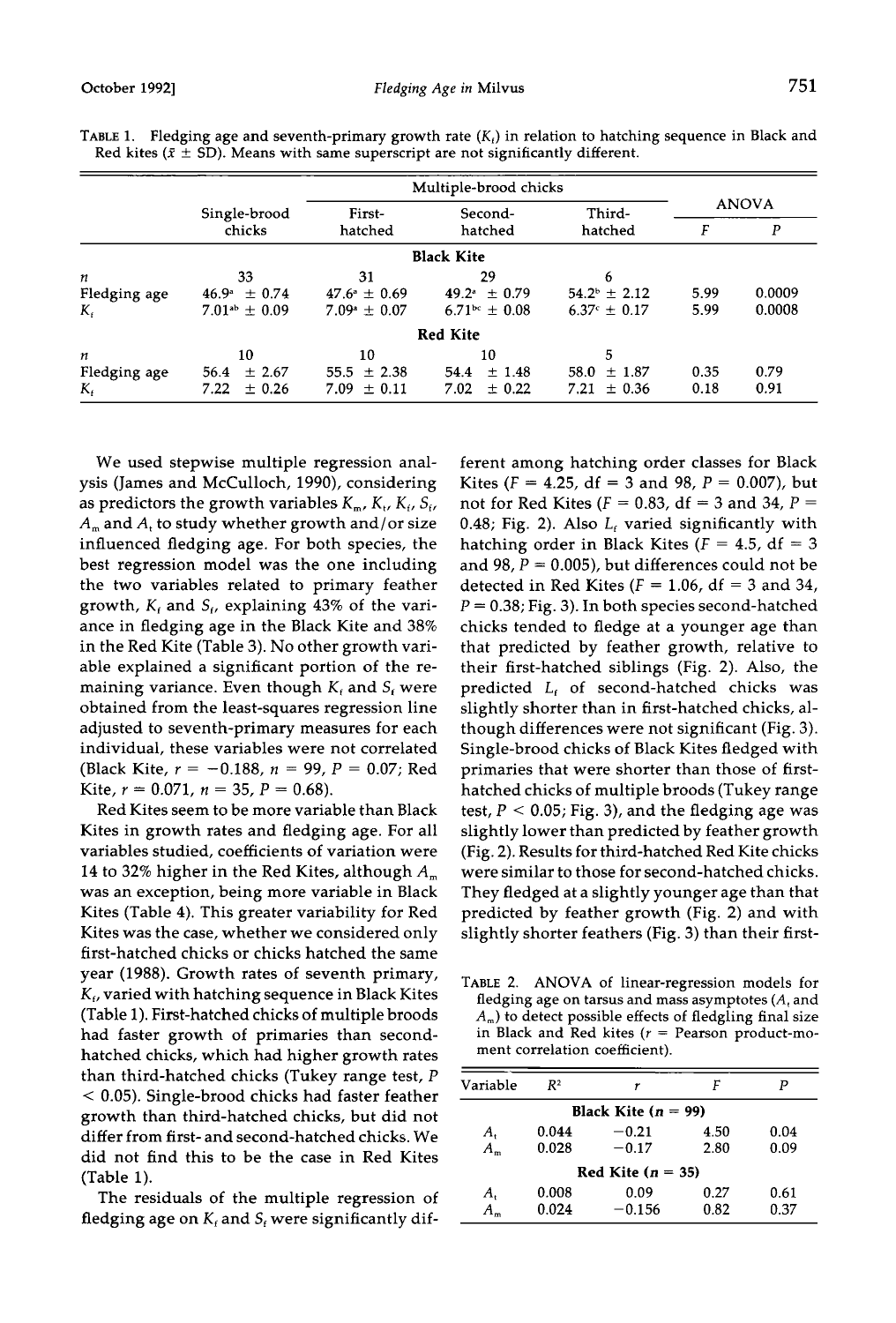TABLE 1. Fledging age and seventh-primary growth rate ($K_f$) in relation to hatching sequence in Black and Red kites ($\bar{x} \pm$ SD). Means with same superscript are not significantly different.

| | Single-brood chicks | Multiple-brood chicks | | | ANOVA | |
|---|---|---|---|---|---|---|
| | | First-hatched | Second-hatched | Third-hatched | $F$ | $P$ |
| | | | **Black Kite** | | | |
| $n$ | 33 | 31 | 29 | 6 | | |
| Fledging age | $46.9^{a} \pm 0.74$ | $47.6^{a} \pm 0.69$ | $49.2^{a} \pm 0.79$ | $54.2^{b} \pm 2.12$ | 5.99 | 0.0009 |
| $K_f$ | $7.01^{ab} \pm 0.09$ | $7.09^{a} \pm 0.07$ | $6.71^{bc} \pm 0.08$ | $6.37^{c} \pm 0.17$ | 5.99 | 0.0008 |
| | | | **Red Kite** | | | |
| $n$ | 10 | 10 | 10 | 5 | | |
| Fledging age | $56.4 \pm 2.67$ | $55.5 \pm 2.38$ | $54.4 \pm 1.48$ | $58.0 \pm 1.87$ | 0.35 | 0.79 |
| $K_f$ | $7.22 \pm 0.26$ | $7.09 \pm 0.11$ | $7.02 \pm 0.22$ | $7.21 \pm 0.36$ | 0.18 | 0.91 |

We used stepwise multiple regression analysis (James and McCulloch, 1990), considering as predictors the growth variables $K_m$, $K_t$, $K_f$, $S_f$, $A_m$ and $A_t$ to study whether growth and/or size influenced fledging age. For both species, the best regression model was the one including the two variables related to primary feather growth, $K_f$ and $S_f$, explaining 43% of the variance in fledging age in the Black Kite and 38% in the Red Kite (Table 3). No other growth variable explained a significant portion of the remaining variance. Even though $K_f$ and $S_f$ were obtained from the least-squares regression line adjusted to seventh-primary measures for each individual, these variables were not correlated (Black Kite, $r = -0.188$, $n = 99$, $P = 0.07$; Red Kite, $r = 0.071$, $n = 35$, $P = 0.68$).

Red Kites seem to be more variable than Black Kites in growth rates and fledging age. For all variables studied, coefficients of variation were 14 to 32% higher in the Red Kites, although $A_m$ was an exception, being more variable in Black Kites (Table 4). This greater variability for Red Kites was the case, whether we considered only first-hatched chicks or chicks hatched the same year (1988). Growth rates of seventh primary, $K_f$, varied with hatching sequence in Black Kites (Table 1). First-hatched chicks of multiple broods had faster growth of primaries than second-hatched chicks, which had higher growth rates than third-hatched chicks (Tukey range test, $P < 0.05$). Single-brood chicks had faster feather growth than third-hatched chicks, but did not differ from first- and second-hatched chicks. We did not find this to be the case in Red Kites (Table 1).

The residuals of the multiple regression of fledging age on $K_f$ and $S_f$ were significantly different among hatching order classes for Black Kites ($F = 4.25$, df = 3 and 98, $P = 0.007$), but not for Red Kites ($F = 0.83$, df = 3 and 34, $P = 0.48$; Fig. 2). Also $L_f$ varied significantly with hatching order in Black Kites ($F = 4.5$, df = 3 and 98, $P = 0.005$), but differences could not be detected in Red Kites ($F = 1.06$, df = 3 and 34, $P = 0.38$; Fig. 3). In both species second-hatched chicks tended to fledge at a younger age than that predicted by feather growth, relative to their first-hatched siblings (Fig. 2). Also, the predicted $L_f$ of second-hatched chicks was slightly shorter than in first-hatched chicks, although differences were not significant (Fig. 3). Single-brood chicks of Black Kites fledged with primaries that were shorter than those of first-hatched chicks of multiple broods (Tukey range test, $P < 0.05$; Fig. 3), and the fledging age was slightly lower than predicted by feather growth (Fig. 2). Results for third-hatched Red Kite chicks were similar to those for second-hatched chicks. They fledged at a slightly younger age than that predicted by feather growth (Fig. 2) and with slightly shorter feathers (Fig. 3) than their first-

TABLE 2. ANOVA of linear-regression models for fledging age on tarsus and mass asymptotes ($A_t$ and $A_m$) to detect possible effects of fledgling final size in Black and Red kites ($r$ = Pearson product-moment correlation coefficient).

| Variable | $R^2$ | $r$ | $F$ | $P$ |
|---|---|---|---|---|
| | | **Black Kite ($n$ = 99)** | | |
| $A_t$ | 0.044 | −0.21 | 4.50 | 0.04 |
| $A_m$ | 0.028 | −0.17 | 2.80 | 0.09 |
| | | **Red Kite ($n$ = 35)** | | |
| $A_t$ | 0.008 | 0.09 | 0.27 | 0.61 |
| $A_m$ | 0.024 | −0.156 | 0.82 | 0.37 |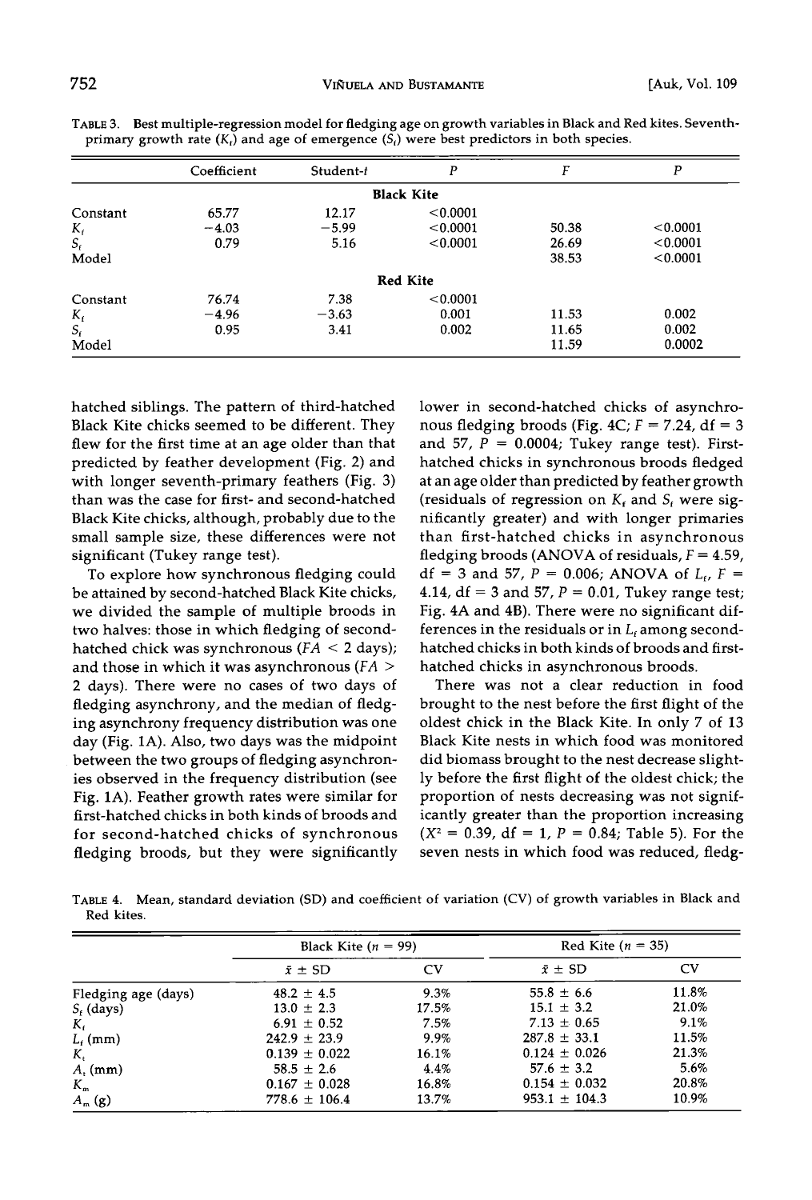TABLE 3. Best multiple-regression model for fledging age on growth variables in Black and Red kites. Seventh-primary growth rate ($K_f$) and age of emergence ($S_f$) were best predictors in both species.

| | Coefficient | Student-*t* | *P* | *F* | *P* |
|---|---|---|---|---|---|
| | | | **Black Kite** | | |
| Constant | 65.77 | 12.17 | <0.0001 | | |
| $K_f$ | −4.03 | −5.99 | <0.0001 | 50.38 | <0.0001 |
| $S_f$ | 0.79 | 5.16 | <0.0001 | 26.69 | <0.0001 |
| Model | | | | 38.53 | <0.0001 |
| | | | **Red Kite** | | |
| Constant | 76.74 | 7.38 | <0.0001 | | |
| $K_f$ | −4.96 | −3.63 | 0.001 | 11.53 | 0.002 |
| $S_f$ | 0.95 | 3.41 | 0.002 | 11.65 | 0.002 |
| Model | | | | 11.59 | 0.0002 |

hatched siblings. The pattern of third-hatched Black Kite chicks seemed to be different. They flew for the first time at an age older than that predicted by feather development (Fig. 2) and with longer seventh-primary feathers (Fig. 3) than was the case for first- and second-hatched Black Kite chicks, although, probably due to the small sample size, these differences were not significant (Tukey range test).

To explore how synchronous fledging could be attained by second-hatched Black Kite chicks, we divided the sample of multiple broods in two halves: those in which fledging of second-hatched chick was synchronous ($FA < 2$ days); and those in which it was asynchronous ($FA > 2$ days). There were no cases of two days of fledging asynchrony, and the median of fledging asynchrony frequency distribution was one day (Fig. 1A). Also, two days was the midpoint between the two groups of fledging asynchronies observed in the frequency distribution (see Fig. 1A). Feather growth rates were similar for first-hatched chicks in both kinds of broods and for second-hatched chicks of synchronous fledging broods, but they were significantly lower in second-hatched chicks of asynchronous fledging broods (Fig. 4C; $F = 7.24$, df = 3 and 57, $P = 0.0004$; Tukey range test). First-hatched chicks in synchronous broods fledged at an age older than predicted by feather growth (residuals of regression on $K_f$ and $S_f$ were significantly greater) and with longer primaries than first-hatched chicks in asynchronous fledging broods (ANOVA of residuals, $F = 4.59$, df = 3 and 57, $P = 0.006$; ANOVA of $L_f$, $F = 4.14$, df = 3 and 57, $P = 0.01$, Tukey range test; Fig. 4A and 4B). There were no significant differences in the residuals or in $L_f$ among second-hatched chicks in both kinds of broods and first-hatched chicks in asynchronous broods.

There was not a clear reduction in food brought to the nest before the first flight of the oldest chick in the Black Kite. In only 7 of 13 Black Kite nests in which food was monitored did biomass brought to the nest decrease slightly before the first flight of the oldest chick; the proportion of nests decreasing was not significantly greater than the proportion increasing ($X^2 = 0.39$, df = 1, $P = 0.84$; Table 5). For the seven nests in which food was reduced, fledg-

TABLE 4. Mean, standard deviation (SD) and coefficient of variation (CV) of growth variables in Black and Red kites.

| | Black Kite ($n$ = 99) | | Red Kite ($n$ = 35) | |
|---|---|---|---|---|
| | $\bar{x}$ ± SD | CV | $\bar{x}$ ± SD | CV |
| Fledging age (days) | 48.2 ± 4.5 | 9.3% | 55.8 ± 6.6 | 11.8% |
| $S_f$ (days) | 13.0 ± 2.3 | 17.5% | 15.1 ± 3.2 | 21.0% |
| $K_f$ | 6.91 ± 0.52 | 7.5% | 7.13 ± 0.65 | 9.1% |
| $L_f$ (mm) | 242.9 ± 23.9 | 9.9% | 287.8 ± 33.1 | 11.5% |
| $K_t$ | 0.139 ± 0.022 | 16.1% | 0.124 ± 0.026 | 21.3% |
| $A_t$ (mm) | 58.5 ± 2.6 | 4.4% | 57.6 ± 3.2 | 5.6% |
| $K_m$ | 0.167 ± 0.028 | 16.8% | 0.154 ± 0.032 | 20.8% |
| $A_m$ (g) | 778.6 ± 106.4 | 13.7% | 953.1 ± 104.3 | 10.9% |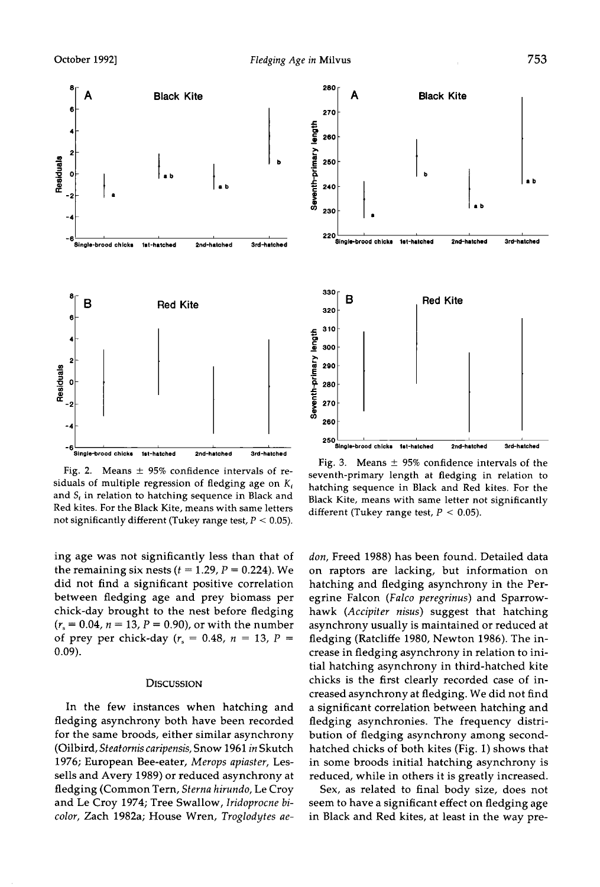Fig. 2. Means ± 95% confidence intervals of residuals of multiple regression of fledging age on $K_t$ and $S_t$ in relation to hatching sequence in Black and Red kites. For the Black Kite, means with same letters not significantly different (Tukey range test, $P < 0.05$).

Fig. 3. Means ± 95% confidence intervals of the seventh-primary length at fledging in relation to hatching sequence in Black and Red kites. For the Black Kite, means with same letter not significantly different (Tukey range test, $P < 0.05$).

ing age was not significantly less than that of the remaining six nests ($t = 1.29$, $P = 0.224$). We did not find a significant positive correlation between fledging age and prey biomass per chick-day brought to the nest before fledging ($r_s = 0.04$, $n = 13$, $P = 0.90$), or with the number of prey per chick-day ($r_s = 0.48$, $n = 13$, $P = 0.09$).

## Discussion

In the few instances when hatching and fledging asynchrony both have been recorded for the same broods, either similar asynchrony (Oilbird, *Steatornis caripensis*, Snow 1961 *in* Skutch 1976; European Bee-eater, *Merops apiaster*, Lessells and Avery 1989) or reduced asynchrony at fledging (Common Tern, *Sterna hirundo*, Le Croy and Le Croy 1974; Tree Swallow, *Iridoprocne bicolor*, Zach 1982a; House Wren, *Troglodytes aedon*, Freed 1988) has been found. Detailed data on raptors are lacking, but information on hatching and fledging asynchrony in the Peregrine Falcon (*Falco peregrinus*) and Sparrowhawk (*Accipiter nisus*) suggest that hatching asynchrony usually is maintained or reduced at fledging (Ratcliffe 1980, Newton 1986). The increase in fledging asynchrony in relation to initial hatching asynchrony in third-hatched kite chicks is the first clearly recorded case of increased asynchrony at fledging. We did not find a significant correlation between hatching and fledging asynchronies. The frequency distribution of fledging asynchrony among second-hatched chicks of both kites (Fig. 1) shows that in some broods initial hatching asynchrony is reduced, while in others it is greatly increased.

Sex, as related to final body size, does not seem to have a significant effect on fledging age in Black and Red kites, at least in the way pre-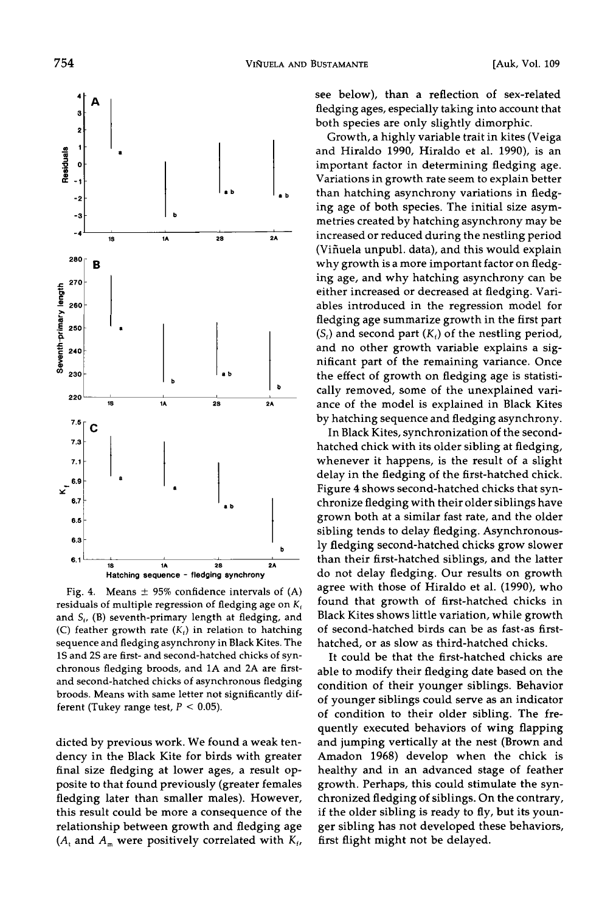Fig. 4. Means ± 95% confidence intervals of (A) residuals of multiple regression of fledging age on $K_f$ and $S_t$, (B) seventh-primary length at fledging, and (C) feather growth rate ($K_f$) in relation to hatching sequence and fledging asynchrony in Black Kites. The 1S and 2S are first- and second-hatched chicks of synchronous fledging broods, and 1A and 2A are first- and second-hatched chicks of asynchronous fledging broods. Means with same letter not significantly different (Tukey range test, $P < 0.05$).

dicted by previous work. We found a weak tendency in the Black Kite for birds with greater final size fledging at lower ages, a result opposite to that found previously (greater females fledging later than smaller males). However, this result could be more a consequence of the relationship between growth and fledging age ($A_t$ and $A_m$ were positively correlated with $K_f$, see below), than a reflection of sex-related fledging ages, especially taking into account that both species are only slightly dimorphic.

Growth, a highly variable trait in kites (Veiga and Hiraldo 1990, Hiraldo et al. 1990), is an important factor in determining fledging age. Variations in growth rate seem to explain better than hatching asynchrony variations in fledging age of both species. The initial size asymmetries created by hatching asynchrony may be increased or reduced during the nestling period (Viñuela unpubl. data), and this would explain why growth is a more important factor on fledging age, and why hatching asynchrony can be either increased or decreased at fledging. Variables introduced in the regression model for fledging age summarize growth in the first part ($S_t$) and second part ($K_f$) of the nestling period, and no other growth variable explains a significant part of the remaining variance. Once the effect of growth on fledging age is statistically removed, some of the unexplained variance of the model is explained in Black Kites by hatching sequence and fledging asynchrony.

In Black Kites, synchronization of the second-hatched chick with its older sibling at fledging, whenever it happens, is the result of a slight delay in the fledging of the first-hatched chick. Figure 4 shows second-hatched chicks that synchronize fledging with their older siblings have grown both at a similar fast rate, and the older sibling tends to delay fledging. Asynchronously fledging second-hatched chicks grow slower than their first-hatched siblings, and the latter do not delay fledging. Our results on growth agree with those of Hiraldo et al. (1990), who found that growth of first-hatched chicks in Black Kites shows little variation, while growth of second-hatched birds can be as fast as first-hatched, or as slow as third-hatched chicks.

It could be that the first-hatched chicks are able to modify their fledging date based on the condition of their younger siblings. Behavior of younger siblings could serve as an indicator of condition to their older sibling. The frequently executed behaviors of wing flapping and jumping vertically at the nest (Brown and Amadon 1968) develop when the chick is healthy and in an advanced stage of feather growth. Perhaps, this could stimulate the synchronized fledging of siblings. On the contrary, if the older sibling is ready to fly, but its younger sibling has not developed these behaviors, first flight might not be delayed.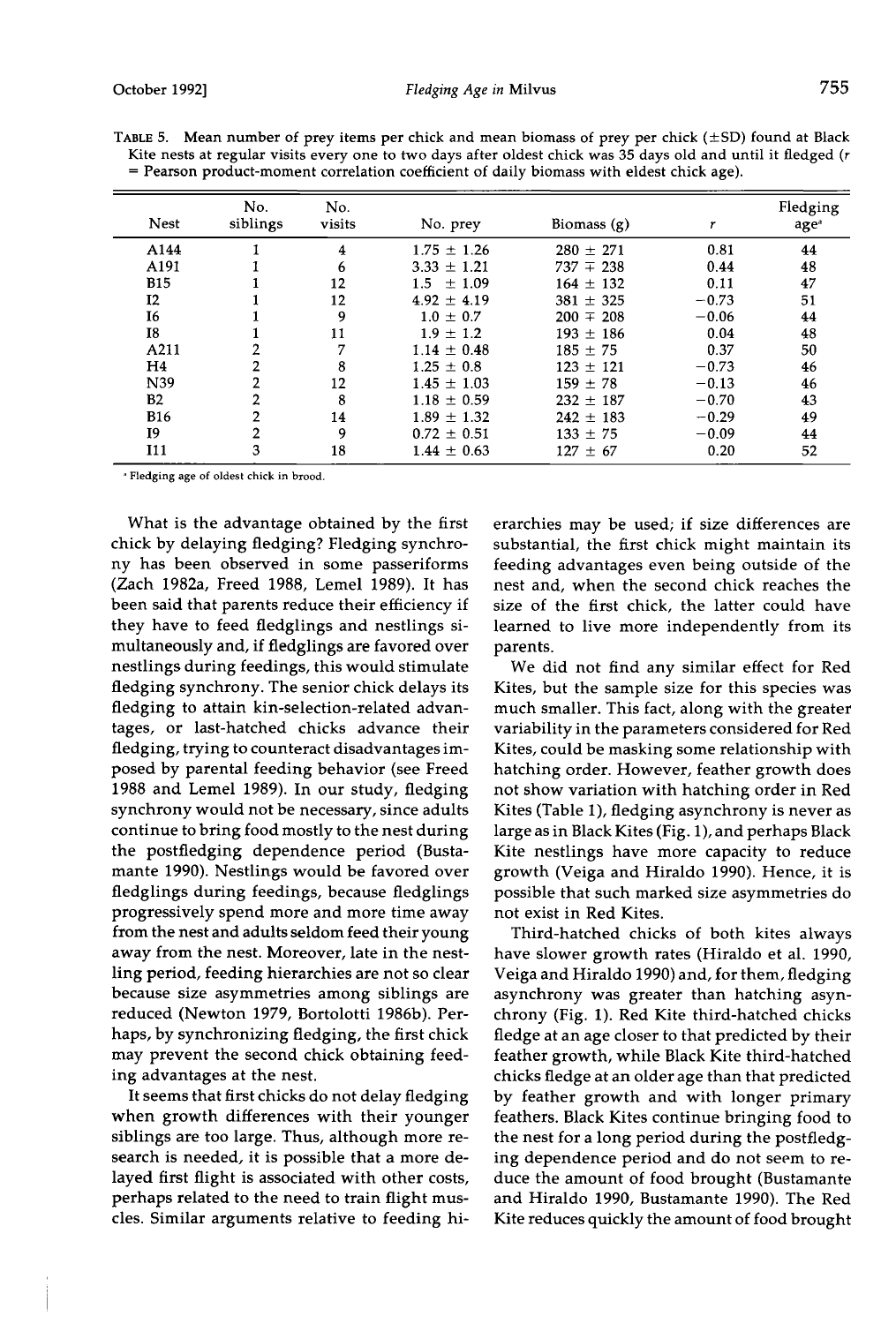TABLE 5. Mean number of prey items per chick and mean biomass of prey per chick (±SD) found at Black Kite nests at regular visits every one to two days after oldest chick was 35 days old and until it fledged ($r$ = Pearson product-moment correlation coefficient of daily biomass with eldest chick age).

| Nest | No. siblings | No. visits | No. prey | Biomass (g) | $r$ | Fledging age[a] |
|---|---|---|---|---|---|---|
| A144 | 1 | 4 | 1.75 ± 1.26 | 280 ± 271 | 0.81 | 44 |
| A191 | 1 | 6 | 3.33 ± 1.21 | 737 ∓ 238 | 0.44 | 48 |
| B15 | 1 | 12 | 1.5 ± 1.09 | 164 ± 132 | 0.11 | 47 |
| I2 | 1 | 12 | 4.92 ± 4.19 | 381 ± 325 | −0.73 | 51 |
| I6 | 1 | 9 | 1.0 ± 0.7 | 200 ∓ 208 | −0.06 | 44 |
| I8 | 1 | 11 | 1.9 ± 1.2 | 193 ± 186 | 0.04 | 48 |
| A211 | 2 | 7 | 1.14 ± 0.48 | 185 ± 75 | 0.37 | 50 |
| H4 | 2 | 8 | 1.25 ± 0.8 | 123 ± 121 | −0.73 | 46 |
| N39 | 2 | 12 | 1.45 ± 1.03 | 159 ± 78 | −0.13 | 46 |
| B2 | 2 | 8 | 1.18 ± 0.59 | 232 ± 187 | −0.70 | 43 |
| B16 | 2 | 14 | 1.89 ± 1.32 | 242 ± 183 | −0.29 | 49 |
| I9 | 2 | 9 | 0.72 ± 0.51 | 133 ± 75 | −0.09 | 44 |
| I11 | 3 | 18 | 1.44 ± 0.63 | 127 ± 67 | 0.20 | 52 |

[a] Fledging age of oldest chick in brood.

What is the advantage obtained by the first chick by delaying fledging? Fledging synchrony has been observed in some passeriforms (Zach 1982a, Freed 1988, Lemel 1989). It has been said that parents reduce their efficiency if they have to feed fledglings and nestlings simultaneously and, if fledglings are favored over nestlings during feedings, this would stimulate fledging synchrony. The senior chick delays its fledging to attain kin-selection-related advantages, or last-hatched chicks advance their fledging, trying to counteract disadvantages imposed by parental feeding behavior (see Freed 1988 and Lemel 1989). In our study, fledging synchrony would not be necessary, since adults continue to bring food mostly to the nest during the postfledging dependence period (Bustamante 1990). Nestlings would be favored over fledglings during feedings, because fledglings progressively spend more and more time away from the nest and adults seldom feed their young away from the nest. Moreover, late in the nestling period, feeding hierarchies are not so clear because size asymmetries among siblings are reduced (Newton 1979, Bortolotti 1986b). Perhaps, by synchronizing fledging, the first chick may prevent the second chick obtaining feeding advantages at the nest.

It seems that first chicks do not delay fledging when growth differences with their younger siblings are too large. Thus, although more research is needed, it is possible that a more delayed first flight is associated with other costs, perhaps related to the need to train flight muscles. Similar arguments relative to feeding hierarchies may be used; if size differences are substantial, the first chick might maintain its feeding advantages even being outside of the nest and, when the second chick reaches the size of the first chick, the latter could have learned to live more independently from its parents.

We did not find any similar effect for Red Kites, but the sample size for this species was much smaller. This fact, along with the greater variability in the parameters considered for Red Kites, could be masking some relationship with hatching order. However, feather growth does not show variation with hatching order in Red Kites (Table 1), fledging asynchrony is never as large as in Black Kites (Fig. 1), and perhaps Black Kite nestlings have more capacity to reduce growth (Veiga and Hiraldo 1990). Hence, it is possible that such marked size asymmetries do not exist in Red Kites.

Third-hatched chicks of both kites always have slower growth rates (Hiraldo et al. 1990, Veiga and Hiraldo 1990) and, for them, fledging asynchrony was greater than hatching asynchrony (Fig. 1). Red Kite third-hatched chicks fledge at an age closer to that predicted by their feather growth, while Black Kite third-hatched chicks fledge at an older age than that predicted by feather growth and with longer primary feathers. Black Kites continue bringing food to the nest for a long period during the postfledging dependence period and do not seem to reduce the amount of food brought (Bustamante and Hiraldo 1990, Bustamante 1990). The Red Kite reduces quickly the amount of food brought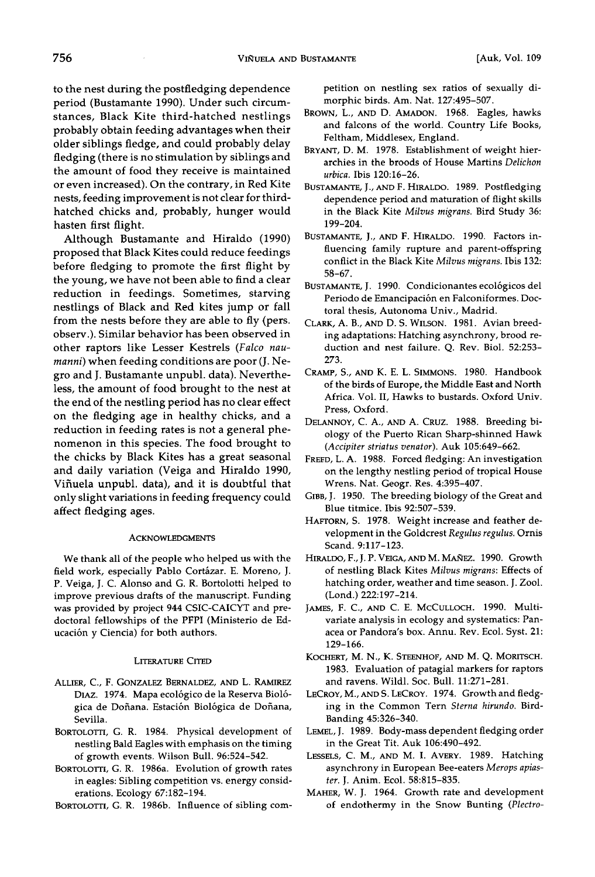to the nest during the postfledging dependence period (Bustamante 1990). Under such circumstances, Black Kite third-hatched nestlings probably obtain feeding advantages when their older siblings fledge, and could probably delay fledging (there is no stimulation by siblings and the amount of food they receive is maintained or even increased). On the contrary, in Red Kite nests, feeding improvement is not clear for third-hatched chicks and, probably, hunger would hasten first flight.

Although Bustamante and Hiraldo (1990) proposed that Black Kites could reduce feedings before fledging to promote the first flight by the young, we have not been able to find a clear reduction in feedings. Sometimes, starving nestlings of Black and Red kites jump or fall from the nests before they are able to fly (pers. observ.). Similar behavior has been observed in other raptors like Lesser Kestrels (*Falco naumanni*) when feeding conditions are poor (J. Negro and J. Bustamante unpubl. data). Nevertheless, the amount of food brought to the nest at the end of the nestling period has no clear effect on the fledging age in healthy chicks, and a reduction in feeding rates is not a general phenomenon in this species. The food brought to the chicks by Black Kites has a great seasonal and daily variation (Veiga and Hiraldo 1990, Viñuela unpubl. data), and it is doubtful that only slight variations in feeding frequency could affect fledging ages.

## Acknowledgments

We thank all of the people who helped us with the field work, especially Pablo Cortázar. E. Moreno, J. P. Veiga, J. C. Alonso and G. R. Bortolotti helped to improve previous drafts of the manuscript. Funding was provided by project 944 CSIC-CAICYT and predoctoral fellowships of the PFPI (Ministerio de Educación y Ciencia) for both authors.

## Literature Cited

Allier, C., F. Gonzalez Bernaldez, and L. Ramirez Diaz. 1974. Mapa ecológico de la Reserva Biológica de Doñana. Estación Biológica de Doñana, Sevilla.

Bortolotti, G. R. 1984. Physical development of nestling Bald Eagles with emphasis on the timing of growth events. Wilson Bull. 96:524–542.

Bortolotti, G. R. 1986a. Evolution of growth rates in eagles: Sibling competition vs. energy considerations. Ecology 67:182–194.

Bortolotti, G. R. 1986b. Influence of sibling competition on nestling sex ratios of sexually dimorphic birds. Am. Nat. 127:495–507.

Brown, L., and D. Amadon. 1968. Eagles, hawks and falcons of the world. Country Life Books, Feltham, Middlesex, England.

Bryant, D. M. 1978. Establishment of weight hierarchies in the broods of House Martins *Delichon urbica*. Ibis 120:16–26.

Bustamante, J., and F. Hiraldo. 1989. Postfledging dependence period and maturation of flight skills in the Black Kite *Milvus migrans*. Bird Study 36: 199–204.

Bustamante, J., and F. Hiraldo. 1990. Factors influencing family rupture and parent-offspring conflict in the Black Kite *Milvus migrans*. Ibis 132: 58–67.

Bustamante, J. 1990. Condicionantes ecológicos del Periodo de Emancipación en Falconiformes. Doctoral thesis, Autonoma Univ., Madrid.

Clark, A. B., and D. S. Wilson. 1981. Avian breeding adaptations: Hatching asynchrony, brood reduction and nest failure. Q. Rev. Biol. 52:253–273.

Cramp, S., and K. E. L. Simmons. 1980. Handbook of the birds of Europe, the Middle East and North Africa. Vol. II, Hawks to bustards. Oxford Univ. Press, Oxford.

Delannoy, C. A., and A. Cruz. 1988. Breeding biology of the Puerto Rican Sharp-shinned Hawk (*Accipiter striatus venator*). Auk 105:649–662.

Freed, L. A. 1988. Forced fledging: An investigation on the lengthy nestling period of tropical House Wrens. Nat. Geogr. Res. 4:395–407.

Gibb, J. 1950. The breeding biology of the Great and Blue titmice. Ibis 92:507–539.

Haftorn, S. 1978. Weight increase and feather development in the Goldcrest *Regulus regulus*. Ornis Scand. 9:117–123.

Hiraldo, F., J. P. Veiga, and M. Mañez. 1990. Growth of nestling Black Kites *Milvus migrans*: Effects of hatching order, weather and time season. J. Zool. (Lond.) 222:197–214.

James, F. C., and C. E. McCulloch. 1990. Multivariate analysis in ecology and systematics: Panacea or Pandora's box. Annu. Rev. Ecol. Syst. 21: 129–166.

Kochert, M. N., K. Steenhof, and M. Q. Moritsch. 1983. Evaluation of patagial markers for raptors and ravens. Wildl. Soc. Bull. 11:271–281.

LeCroy, M., and S. LeCroy. 1974. Growth and fledging in the Common Tern *Sterna hirundo*. Bird-Banding 45:326–340.

Lemel, J. 1989. Body-mass dependent fledging order in the Great Tit. Auk 106:490–492.

Lessels, C. M., and M. I. Avery. 1989. Hatching asynchrony in European Bee-eaters *Merops apiaster*. J. Anim. Ecol. 58:815–835.

Maher, W. J. 1964. Growth rate and development of endothermy in the Snow Bunting (*Plectro-*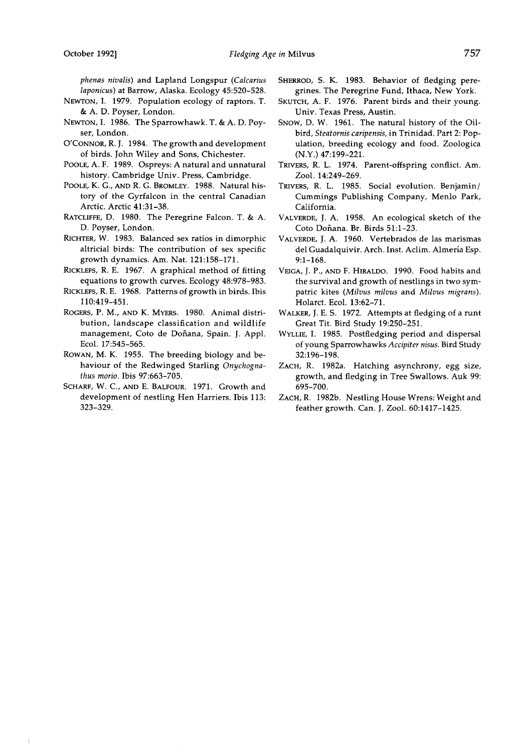*phenas nivalis*) and Lapland Longspur (*Calcarius laponicus*) at Barrow, Alaska. Ecology 45:520–528.

NEWTON, I. 1979. Population ecology of raptors. T. & A. D. Poyser, London.

NEWTON, I. 1986. The Sparrowhawk. T. & A. D. Poyser, London.

O'CONNOR, R. J. 1984. The growth and development of birds. John Wiley and Sons, Chichester.

POOLE, A. F. 1989. Ospreys: A natural and unnatural history. Cambridge Univ. Press, Cambridge.

POOLE, K. G., AND R. G. BROMLEY. 1988. Natural history of the Gyrfalcon in the central Canadian Arctic. Arctic 41:31–38.

RATCLIFFE, D. 1980. The Peregrine Falcon. T. & A. D. Poyser, London.

RICHTER, W. 1983. Balanced sex ratios in dimorphic altricial birds: The contribution of sex specific growth dynamics. Am. Nat. 121:158–171.

RICKLEFS, R. E. 1967. A graphical method of fitting equations to growth curves. Ecology 48:978–983.

RICKLEFS, R. E. 1968. Patterns of growth in birds. Ibis 110:419–451.

ROGERS, P. M., AND K. MYERS. 1980. Animal distribution, landscape classification and wildlife management, Coto de Doñana, Spain. J. Appl. Ecol. 17:545–565.

ROWAN, M. K. 1955. The breeding biology and behaviour of the Redwinged Starling *Onychognathus morio*. Ibis 97:663–705.

SCHARF, W. C., AND E. BALFOUR. 1971. Growth and development of nestling Hen Harriers. Ibis 113: 323–329.

SHERROD, S. K. 1983. Behavior of fledging peregrines. The Peregrine Fund, Ithaca, New York.

SKUTCH, A. F. 1976. Parent birds and their young. Univ. Texas Press, Austin.

SNOW, D. W. 1961. The natural history of the Oilbird, *Steatornis caripensis*, in Trinidad. Part 2: Population, breeding ecology and food. Zoologica (N.Y.) 47:199–221.

TRIVERS, R. L. 1974. Parent-offspring conflict. Am. Zool. 14:249–269.

TRIVERS, R. L. 1985. Social evolution. Benjamin/Cummings Publishing Company, Menlo Park, California.

VALVERDE, J. A. 1958. An ecological sketch of the Coto Doñana. Br. Birds 51:1–23.

VALVERDE, J. A. 1960. Vertebrados de las marismas del Guadalquivir. Arch. Inst. Aclim. Almería Esp. 9:1–168.

VEIGA, J. P., AND F. HIRALDO. 1990. Food habits and the survival and growth of nestlings in two sympatric kites (*Milvus milvus* and *Milvus migrans*). Holarct. Ecol. 13:62–71.

WALKER, J. E. S. 1972. Attempts at fledging of a runt Great Tit. Bird Study 19:250–251.

WYLLIE, I. 1985. Postfledging period and dispersal of young Sparrowhawks *Accipiter nisus*. Bird Study 32:196–198.

ZACH, R. 1982a. Hatching asynchrony, egg size, growth, and fledging in Tree Swallows. Auk 99: 695–700.

ZACH, R. 1982b. Nestling House Wrens: Weight and feather growth. Can. J. Zool. 60:1417–1425.